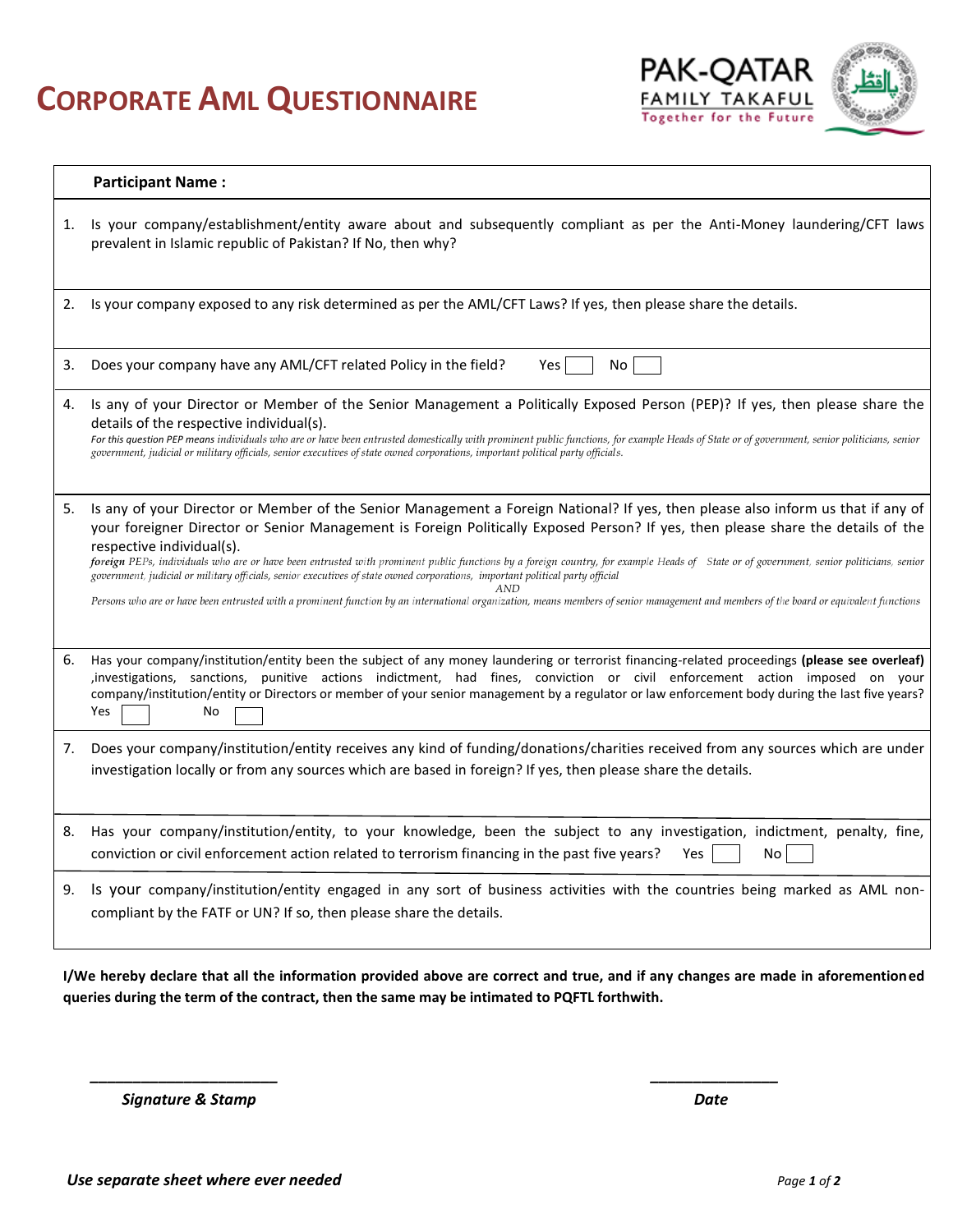# CORPORATE AML QUESTIONNAIRE

PAK-QATAR FAMILY TAKAFUL
Together for the Future

**Participant Name :**

1. Is your company/establishment/entity aware about and subsequently compliant as per the Anti-Money laundering/CFT laws prevalent in Islamic republic of Pakistan? If No, then why?

2. Is your company exposed to any risk determined as per the AML/CFT Laws? If yes, then please share the details.

3. Does your company have any AML/CFT related Policy in the field? Yes ☐ No ☐

4. Is any of your Director or Member of the Senior Management a Politically Exposed Person (PEP)? If yes, then please share the details of the respective individual(s).
   *For this question PEP means individuals who are or have been entrusted domestically with prominent public functions, for example Heads of State or of government, senior politicians, senior government, judicial or military officials, senior executives of state owned corporations, important political party officials.*

5. Is any of your Director or Member of the Senior Management a Foreign National? If yes, then please also inform us that if any of your foreigner Director or Senior Management is Foreign Politically Exposed Person? If yes, then please share the details of the respective individual(s).
   ***foreign** PEPs, individuals who are or have been entrusted with prominent public functions by a foreign country, for example Heads of State or of government, senior politicians, senior government, judicial or military officials, senior executives of state owned corporations, important political party official*
   *AND*
   *Persons who are or have been entrusted with a prominent function by an international organization, means members of senior management and members of the board or equivalent functions*

6. Has your company/institution/entity been the subject of any money laundering or terrorist financing-related proceedings **(please see overleaf)** ,investigations, sanctions, punitive actions indictment, had fines, conviction or civil enforcement action imposed on your company/institution/entity or Directors or member of your senior management by a regulator or law enforcement body during the last five years?
   Yes ☐ No ☐

7. Does your company/institution/entity receives any kind of funding/donations/charities received from any sources which are under investigation locally or from any sources which are based in foreign? If yes, then please share the details.

8. Has your company/institution/entity, to your knowledge, been the subject to any investigation, indictment, penalty, fine, conviction or civil enforcement action related to terrorism financing in the past five years? Yes ☐ No ☐

9. Is your company/institution/entity engaged in any sort of business activities with the countries being marked as AML non-compliant by the FATF or UN? If so, then please share the details.

**I/We hereby declare that all the information provided above are correct and true, and if any changes are made in aforementioned queries during the term of the contract, then the same may be intimated to PQFTL forthwith.**

_______________________ _______________

***Signature & Stamp*** ***Date***

***Use separate sheet where ever needed***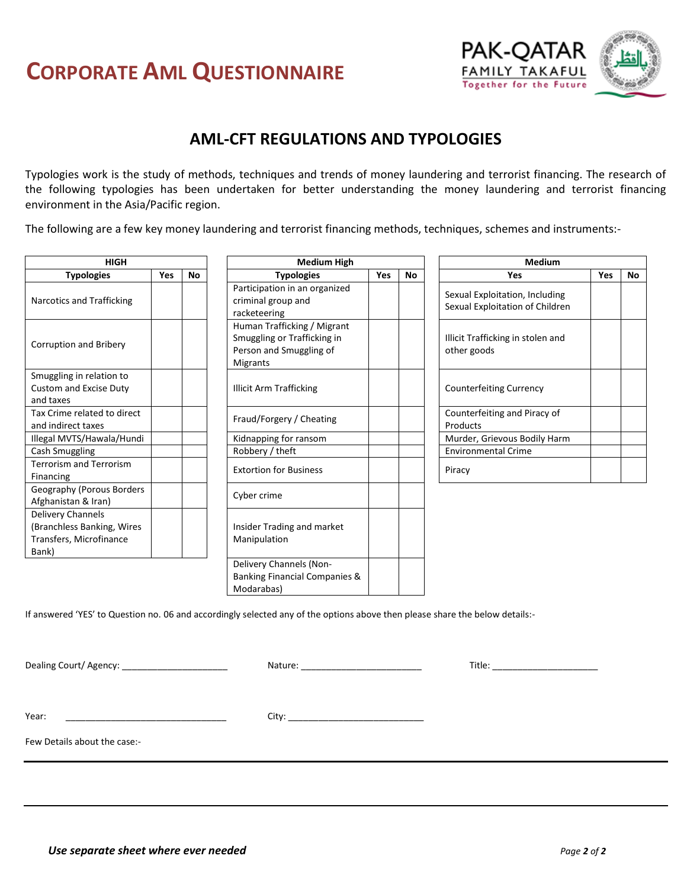# CORPORATE AML QUESTIONNAIRE

PAK-QATAR FAMILY TAKAFUL
Together for the Future

## AML-CFT REGULATIONS AND TYPOLOGIES

Typologies work is the study of methods, techniques and trends of money laundering and terrorist financing. The research of the following typologies has been undertaken for better understanding the money laundering and terrorist financing environment in the Asia/Pacific region.

The following are a few key money laundering and terrorist financing methods, techniques, schemes and instruments:-

| HIGH | | |
|---|---|---|
| **Typologies** | **Yes** | **No** |
| Narcotics and Trafficking | | |
| Corruption and Bribery | | |
| Smuggling in relation to Custom and Excise Duty and taxes | | |
| Tax Crime related to direct and indirect taxes | | |
| Illegal MVTS/Hawala/Hundi | | |
| Cash Smuggling | | |
| Terrorism and Terrorism Financing | | |
| Geography (Porous Borders Afghanistan & Iran) | | |
| Delivery Channels (Branchless Banking, Wires Transfers, Microfinance Bank) | | |

| Medium High | | |
|---|---|---|
| **Typologies** | **Yes** | **No** |
| Participation in an organized criminal group and racketeering | | |
| Human Trafficking / Migrant Smuggling or Trafficking in Person and Smuggling of Migrants | | |
| Illicit Arm Trafficking | | |
| Fraud/Forgery / Cheating | | |
| Kidnapping for ransom | | |
| Robbery / theft | | |
| Extortion for Business | | |
| Cyber crime | | |
| Insider Trading and market Manipulation | | |
| Delivery Channels (Non-Banking Financial Companies & Modarabas) | | |

| Medium | | |
|---|---|---|
| **Yes** | **Yes** | **No** |
| Sexual Exploitation, Including Sexual Exploitation of Children | | |
| Illicit Trafficking in stolen and other goods | | |
| Counterfeiting Currency | | |
| Counterfeiting and Piracy of Products | | |
| Murder, Grievous Bodily Harm | | |
| Environmental Crime | | |
| Piracy | | |

If answered 'YES' to Question no. 06 and accordingly selected any of the options above then please share the below details:-

Dealing Court/ Agency: ______________________ Nature: _________________________ Title: ______________________

Year: _________________________________ City: ____________________________

Few Details about the case:-

---

---

***Use separate sheet where ever needed***